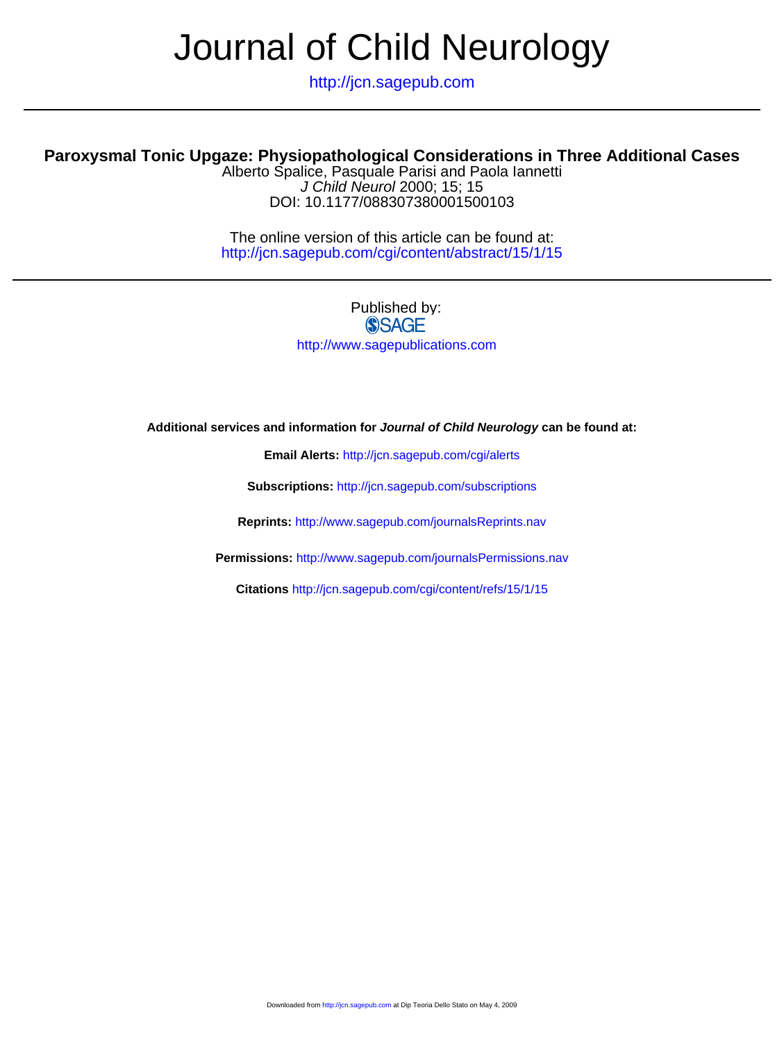# Journal of Child Neurology

http://jcn.sagepub.com

## Paroxysmal Tonic Upgaze: Physiopathological Considerations in Three Additional Cases

Alberto Spalice, Pasquale Parisi and Paola Iannetti

*J Child Neurol* 2000; 15; 15

DOI: 10.1177/088307380001500103

The online version of this article can be found at:
http://jcn.sagepub.com/cgi/content/abstract/15/1/15

Published by:

SAGE

http://www.sagepublications.com

**Additional services and information for *Journal of Child Neurology* can be found at:**

**Email Alerts:** http://jcn.sagepub.com/cgi/alerts

**Subscriptions:** http://jcn.sagepub.com/subscriptions

**Reprints:** http://www.sagepub.com/journalsReprints.nav

**Permissions:** http://www.sagepub.com/journalsPermissions.nav

**Citations** http://jcn.sagepub.com/cgi/content/refs/15/1/15

Downloaded from http://jcn.sagepub.com at Dip Teoria Dello Stato on May 4, 2009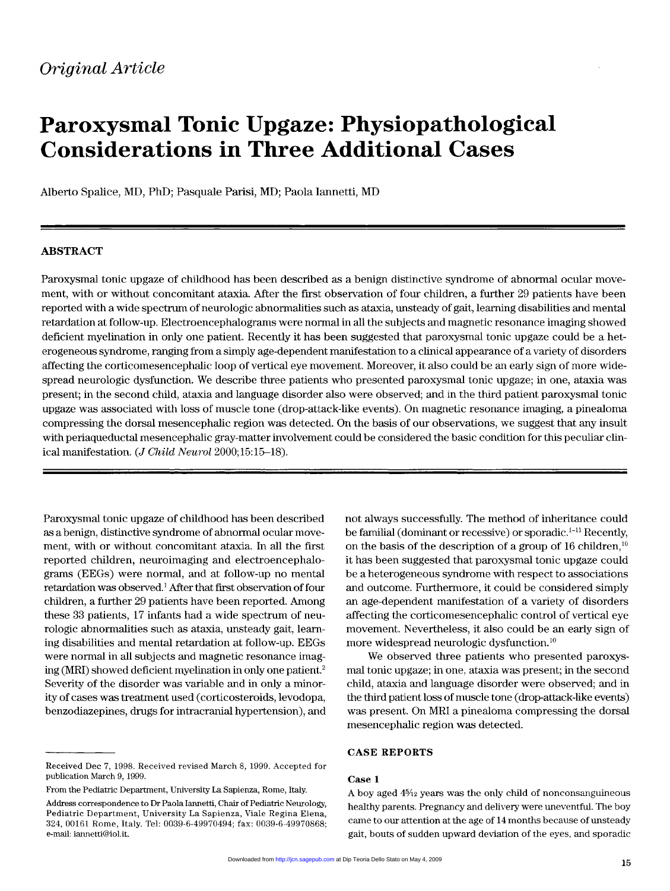*Original Article*

# Paroxysmal Tonic Upgaze: Physiopathological Considerations in Three Additional Cases

Alberto Spalice, MD, PhD; Pasquale Parisi, MD; Paola Iannetti, MD

## ABSTRACT

Paroxysmal tonic upgaze of childhood has been described as a benign distinctive syndrome of abnormal ocular movement, with or without concomitant ataxia. After the first observation of four children, a further 29 patients have been reported with a wide spectrum of neurologic abnormalities such as ataxia, unsteady of gait, learning disabilities and mental retardation at follow-up. Electroencephalograms were normal in all the subjects and magnetic resonance imaging showed deficient myelination in only one patient. Recently it has been suggested that paroxysmal tonic upgaze could be a heterogeneous syndrome, ranging from a simply age-dependent manifestation to a clinical appearance of a variety of disorders affecting the corticomesencephalic loop of vertical eye movement. Moreover, it also could be an early sign of more widespread neurologic dysfunction. We describe three patients who presented paroxysmal tonic upgaze; in one, ataxia was present; in the second child, ataxia and language disorder also were observed; and in the third patient paroxysmal tonic upgaze was associated with loss of muscle tone (drop-attack-like events). On magnetic resonance imaging, a pinealoma compressing the dorsal mesencephalic region was detected. On the basis of our observations, we suggest that any insult with periaqueductal mesencephalic gray-matter involvement could be considered the basic condition for this peculiar clinical manifestation. (*J Child Neurol* 2000;15:15–18).

Paroxysmal tonic upgaze of childhood has been described as a benign, distinctive syndrome of abnormal ocular movement, with or without concomitant ataxia. In all the first reported children, neuroimaging and electroencephalograms (EEGs) were normal, and at follow-up no mental retardation was observed.[1] After that first observation of four children, a further 29 patients have been reported. Among these 33 patients, 17 infants had a wide spectrum of neurologic abnormalities such as ataxia, unsteady gait, learning disabilities and mental retardation at follow-up. EEGs were normal in all subjects and magnetic resonance imaging (MRI) showed deficient myelination in only one patient.[2] Severity of the disorder was variable and in only a minority of cases was treatment used (corticosteroids, levodopa, benzodiazepines, drugs for intracranial hypertension), and not always successfully. The method of inheritance could be familial (dominant or recessive) or sporadic.[1–11] Recently, on the basis of the description of a group of 16 children,[10] it has been suggested that paroxysmal tonic upgaze could be a heterogeneous syndrome with respect to associations and outcome. Furthermore, it could be considered simply an age-dependent manifestation of a variety of disorders affecting the corticomesencephalic control of vertical eye movement. Nevertheless, it also could be an early sign of more widespread neurologic dysfunction.[10]

We observed three patients who presented paroxysmal tonic upgaze; in one, ataxia was present; in the second child, ataxia and language disorder were observed; and in the third patient loss of muscle tone (drop-attack-like events) was present. On MRI a pinealoma compressing the dorsal mesencephalic region was detected.

## CASE REPORTS

### Case 1

A boy aged 4$\frac{5}{12}$ years was the only child of nonconsanguineous healthy parents. Pregnancy and delivery were uneventful. The boy came to our attention at the age of 14 months because of unsteady gait, bouts of sudden upward deviation of the eyes, and sporadic

---

Received Dec 7, 1998. Received revised March 8, 1999. Accepted for publication March 9, 1999.

From the Pediatric Department, University La Sapienza, Rome, Italy.

Address correspondence to Dr Paola Iannetti, Chair of Pediatric Neurology, Pediatric Department, University La Sapienza, Viale Regina Elena, 324, 00161 Rome, Italy. Tel: 0039-6-49970494; fax: 0039-6-49970868; e-mail: iannetti@iol.it.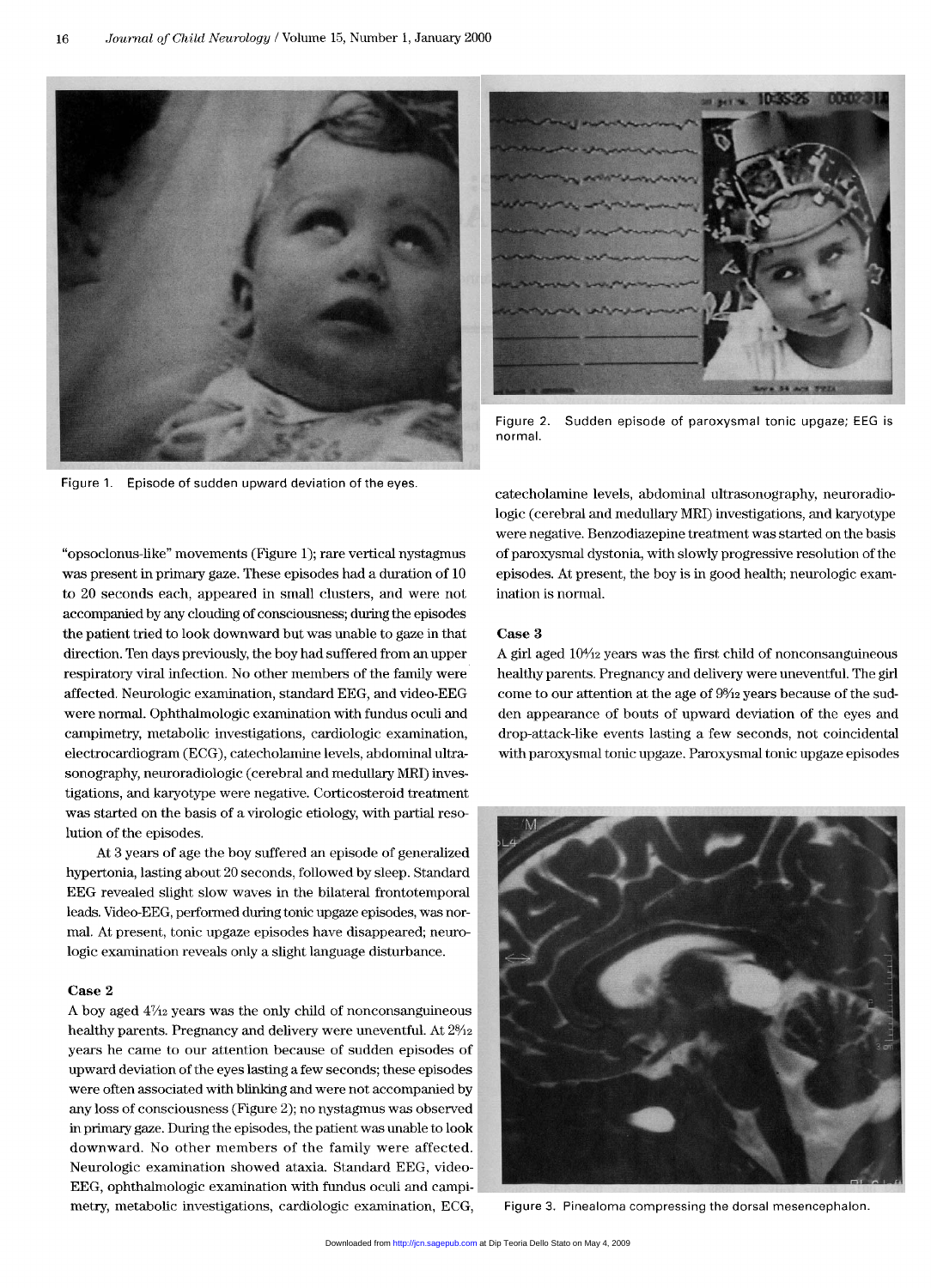Figure 1. Episode of sudden upward deviation of the eyes.

Figure 2. Sudden episode of paroxysmal tonic upgaze; EEG is normal.

"opsoclonus-like" movements (Figure 1); rare vertical nystagmus was present in primary gaze. These episodes had a duration of 10 to 20 seconds each, appeared in small clusters, and were not accompanied by any clouding of consciousness; during the episodes the patient tried to look downward but was unable to gaze in that direction. Ten days previously, the boy had suffered from an upper respiratory viral infection. No other members of the family were affected. Neurologic examination, standard EEG, and video-EEG were normal. Ophthalmologic examination with fundus oculi and campimetry, metabolic investigations, cardiologic examination, electrocardiogram (ECG), catecholamine levels, abdominal ultrasonography, neuroradiologic (cerebral and medullary MRI) investigations, and karyotype were negative. Corticosteroid treatment was started on the basis of a virologic etiology, with partial resolution of the episodes.

At 3 years of age the boy suffered an episode of generalized hypertonia, lasting about 20 seconds, followed by sleep. Standard EEG revealed slight slow waves in the bilateral frontotemporal leads. Video-EEG, performed during tonic upgaze episodes, was normal. At present, tonic upgaze episodes have disappeared; neurologic examination reveals only a slight language disturbance.

### Case 2

A boy aged 4 7/12 years was the only child of nonconsanguineous healthy parents. Pregnancy and delivery were uneventful. At 2 8/12 years he came to our attention because of sudden episodes of upward deviation of the eyes lasting a few seconds; these episodes were often associated with blinking and were not accompanied by any loss of consciousness (Figure 2); no nystagmus was observed in primary gaze. During the episodes, the patient was unable to look downward. No other members of the family were affected. Neurologic examination showed ataxia. Standard EEG, video-EEG, ophthalmologic examination with fundus oculi and campimetry, metabolic investigations, cardiologic examination, ECG, catecholamine levels, abdominal ultrasonography, neuroradiologic (cerebral and medullary MRI) investigations, and karyotype were negative. Benzodiazepine treatment was started on the basis of paroxysmal dystonia, with slowly progressive resolution of the episodes. At present, the boy is in good health; neurologic examination is normal.

### Case 3

A girl aged 10 4/12 years was the first child of nonconsanguineous healthy parents. Pregnancy and delivery were uneventful. The girl come to our attention at the age of 9 8/12 years because of the sudden appearance of bouts of upward deviation of the eyes and drop-attack-like events lasting a few seconds, not coincidental with paroxysmal tonic upgaze. Paroxysmal tonic upgaze episodes

Figure 3. Pinealoma compressing the dorsal mesencephalon.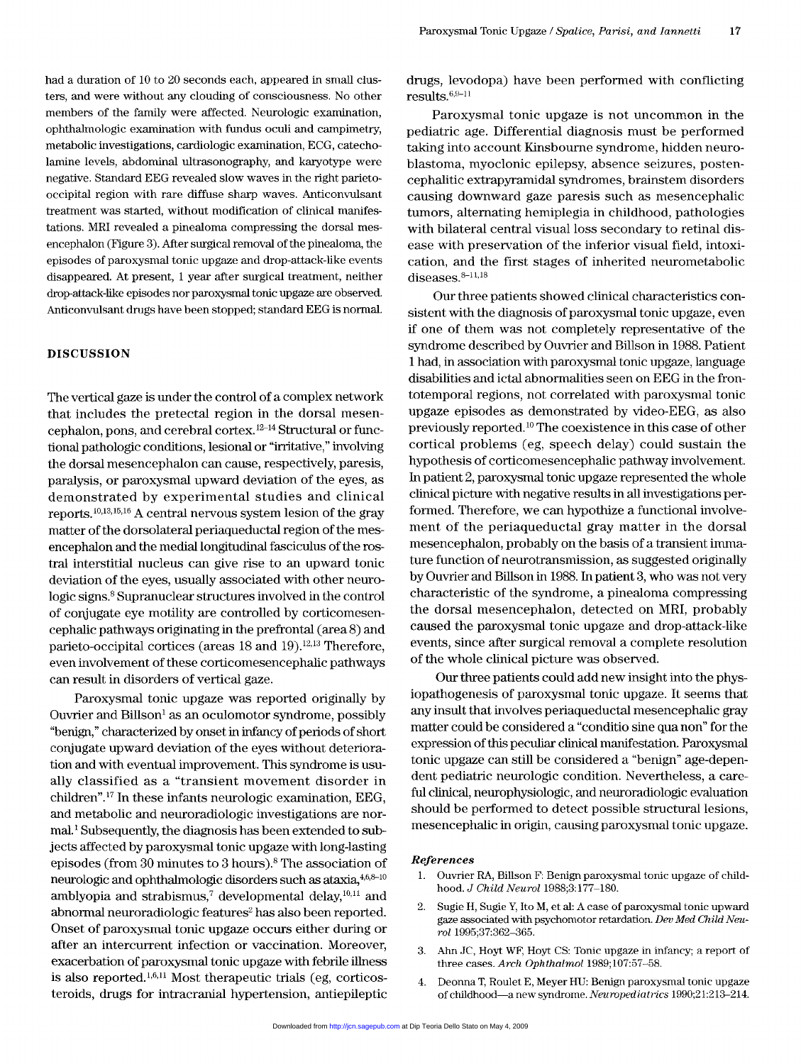had a duration of 10 to 20 seconds each, appeared in small clusters, and were without any clouding of consciousness. No other members of the family were affected. Neurologic examination, ophthalmologic examination with fundus oculi and campimetry, metabolic investigations, cardiologic examination, ECG, catecholamine levels, abdominal ultrasonography, and karyotype were negative. Standard EEG revealed slow waves in the right parieto-occipital region with rare diffuse sharp waves. Anticonvulsant treatment was started, without modification of clinical manifestations. MRI revealed a pinealoma compressing the dorsal mesencephalon (Figure 3). After surgical removal of the pinealoma, the episodes of paroxysmal tonic upgaze and drop-attack-like events disappeared. At present, 1 year after surgical treatment, neither drop-attack-like episodes nor paroxysmal tonic upgaze are observed. Anticonvulsant drugs have been stopped; standard EEG is normal.

## DISCUSSION

The vertical gaze is under the control of a complex network that includes the pretectal region in the dorsal mesencephalon, pons, and cerebral cortex.[12–14] Structural or functional pathologic conditions, lesional or "irritative," involving the dorsal mesencephalon can cause, respectively, paresis, paralysis, or paroxysmal upward deviation of the eyes, as demonstrated by experimental studies and clinical reports.[10,13,15,16] A central nervous system lesion of the gray matter of the dorsolateral periaqueductal region of the mesencephalon and the medial longitudinal fasciculus of the rostral interstitial nucleus can give rise to an upward tonic deviation of the eyes, usually associated with other neurologic signs.[8] Supranuclear structures involved in the control of conjugate eye motility are controlled by corticomesencephalic pathways originating in the prefrontal (area 8) and parieto-occipital cortices (areas 18 and 19).[12,13] Therefore, even involvement of these corticomesencephalic pathways can result in disorders of vertical gaze.

Paroxysmal tonic upgaze was reported originally by Ouvrier and Billson[1] as an oculomotor syndrome, possibly "benign," characterized by onset in infancy of periods of short conjugate upward deviation of the eyes without deterioration and with eventual improvement. This syndrome is usually classified as a "transient movement disorder in children".[17] In these infants neurologic examination, EEG, and metabolic and neuroradiologic investigations are normal.[1] Subsequently, the diagnosis has been extended to subjects affected by paroxysmal tonic upgaze with long-lasting episodes (from 30 minutes to 3 hours).[8] The association of neurologic and ophthalmologic disorders such as ataxia,[4,6,8–10] amblyopia and strabismus,[7] developmental delay,[10,11] and abnormal neuroradiologic features[2] has also been reported. Onset of paroxysmal tonic upgaze occurs either during or after an intercurrent infection or vaccination. Moreover, exacerbation of paroxysmal tonic upgaze with febrile illness is also reported.[1,6,11] Most therapeutic trials (eg, corticosteroids, drugs for intracranial hypertension, antiepileptic drugs, levodopa) have been performed with conflicting results.[6,9–11]

Paroxysmal tonic upgaze is not uncommon in the pediatric age. Differential diagnosis must be performed taking into account Kinsbourne syndrome, hidden neuroblastoma, myoclonic epilepsy, absence seizures, postencephalitic extrapyramidal syndromes, brainstem disorders causing downward gaze paresis such as mesencephalic tumors, alternating hemiplegia in childhood, pathologies with bilateral central visual loss secondary to retinal disease with preservation of the inferior visual field, intoxication, and the first stages of inherited neurometabolic diseases.[8–11,18]

Our three patients showed clinical characteristics consistent with the diagnosis of paroxysmal tonic upgaze, even if one of them was not completely representative of the syndrome described by Ouvrier and Billson in 1988. Patient 1 had, in association with paroxysmal tonic upgaze, language disabilities and ictal abnormalities seen on EEG in the frontotemporal regions, not correlated with paroxysmal tonic upgaze episodes as demonstrated by video-EEG, as also previously reported.[10] The coexistence in this case of other cortical problems (eg, speech delay) could sustain the hypothesis of corticomesencephalic pathway involvement. In patient 2, paroxysmal tonic upgaze represented the whole clinical picture with negative results in all investigations performed. Therefore, we can hypothize a functional involvement of the periaqueductal gray matter in the dorsal mesencephalon, probably on the basis of a transient immature function of neurotransmission, as suggested originally by Ouvrier and Billson in 1988. In patient 3, who was not very characteristic of the syndrome, a pinealoma compressing the dorsal mesencephalon, detected on MRI, probably caused the paroxysmal tonic upgaze and drop-attack-like events, since after surgical removal a complete resolution of the whole clinical picture was observed.

Our three patients could add new insight into the physiopathogenesis of paroxysmal tonic upgaze. It seems that any insult that involves periaqueductal mesencephalic gray matter could be considered a "conditio sine qua non" for the expression of this peculiar clinical manifestation. Paroxysmal tonic upgaze can still be considered a "benign" age-dependent pediatric neurologic condition. Nevertheless, a careful clinical, neurophysiologic, and neuroradiologic evaluation should be performed to detect possible structural lesions, mesencephalic in origin, causing paroxysmal tonic upgaze.

### References

1. Ouvrier RA, Billson F: Benign paroxysmal tonic upgaze of childhood. *J Child Neurol* 1988;3:177–180.
2. Sugie H, Sugie Y, Ito M, et al: A case of paroxysmal tonic upward gaze associated with psychomotor retardation. *Dev Med Child Neurol* 1995;37:362–365.
3. Ahn JC, Hoyt WF, Hoyt CS: Tonic upgaze in infancy; a report of three cases. *Arch Ophthalmol* 1989;107:57–58.
4. Deonna T, Roulet E, Meyer HU: Benign paroxysmal tonic upgaze of childhood—a new syndrome. *Neuropediatrics* 1990;21:213–214.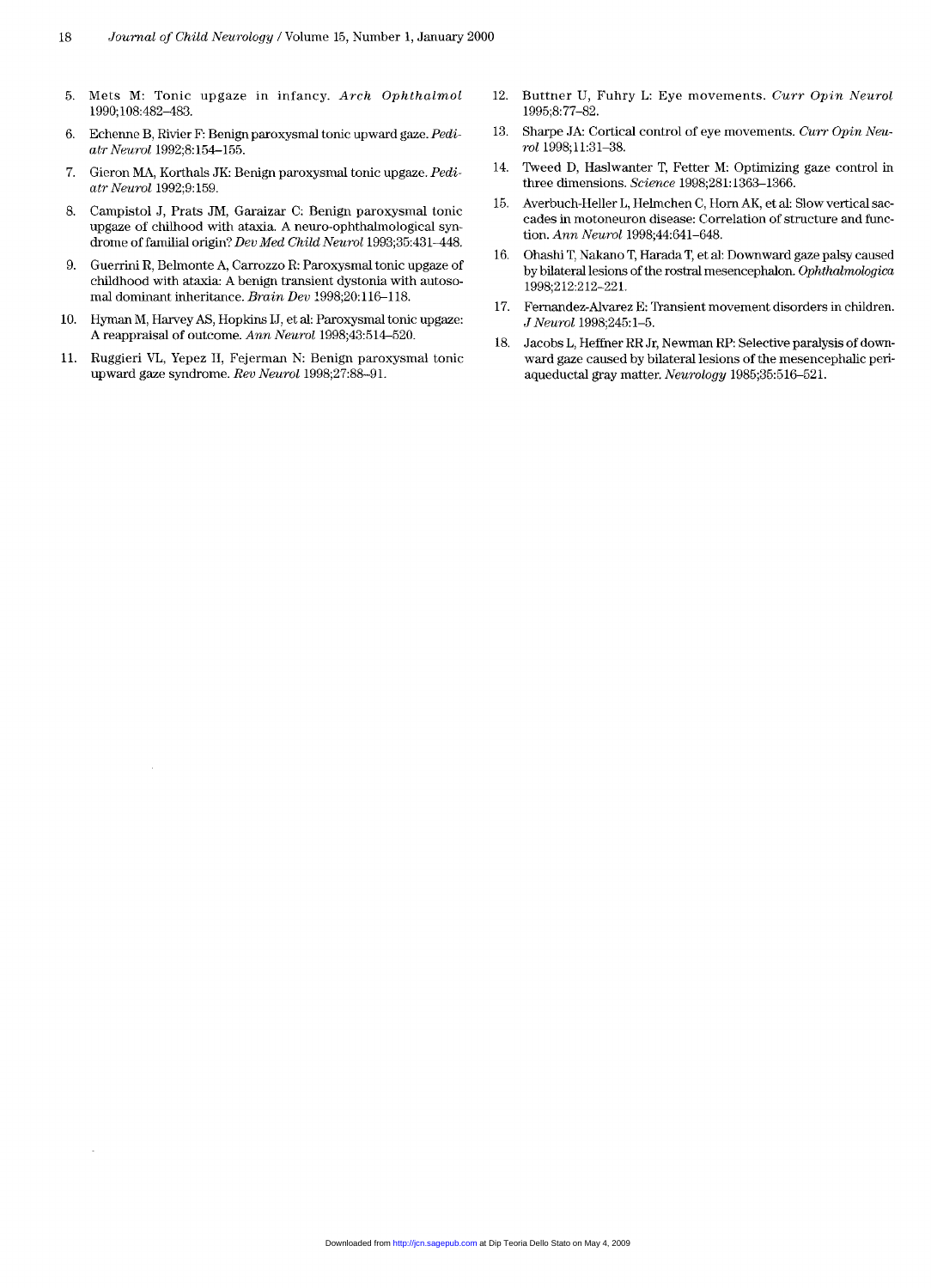5. Mets M: Tonic upgaze in infancy. *Arch Ophthalmol* 1990;108:482–483.
6. Echenne B, Rivier F: Benign paroxysmal tonic upward gaze. *Pediatr Neurol* 1992;8:154–155.
7. Gieron MA, Korthals JK: Benign paroxysmal tonic upgaze. *Pediatr Neurol* 1992;9:159.
8. Campistol J, Prats JM, Garaizar C: Benign paroxysmal tonic upgaze of chilhood with ataxia. A neuro-ophthalmological syndrome of familial origin? *Dev Med Child Neurol* 1993;35:431–448.
9. Guerrini R, Belmonte A, Carrozzo R: Paroxysmal tonic upgaze of childhood with ataxia: A benign transient dystonia with autosomal dominant inheritance. *Brain Dev* 1998;20:116–118.
10. Hyman M, Harvey AS, Hopkins IJ, et al: Paroxysmal tonic upgaze: A reappraisal of outcome. *Ann Neurol* 1998;43:514–520.
11. Ruggieri VL, Yepez II, Fejerman N: Benign paroxysmal tonic upward gaze syndrome. *Rev Neurol* 1998;27:88–91.
12. Buttner U, Fuhry L: Eye movements. *Curr Opin Neurol* 1995;8:77–82.
13. Sharpe JA: Cortical control of eye movements. *Curr Opin Neurol* 1998;11:31–38.
14. Tweed D, Haslwanter T, Fetter M: Optimizing gaze control in three dimensions. *Science* 1998;281:1363–1366.
15. Averbuch-Heller L, Helmchen C, Horn AK, et al: Slow vertical saccades in motoneuron disease: Correlation of structure and function. *Ann Neurol* 1998;44:641–648.
16. Ohashi T, Nakano T, Harada T, et al: Downward gaze palsy caused by bilateral lesions of the rostral mesencephalon. *Ophthalmologica* 1998;212:212–221.
17. Fernandez-Alvarez E: Transient movement disorders in children. *J Neurol* 1998;245:1–5.
18. Jacobs L, Heffner RR Jr, Newman RP: Selective paralysis of downward gaze caused by bilateral lesions of the mesencephalic periaqueductal gray matter. *Neurology* 1985;35:516–521.